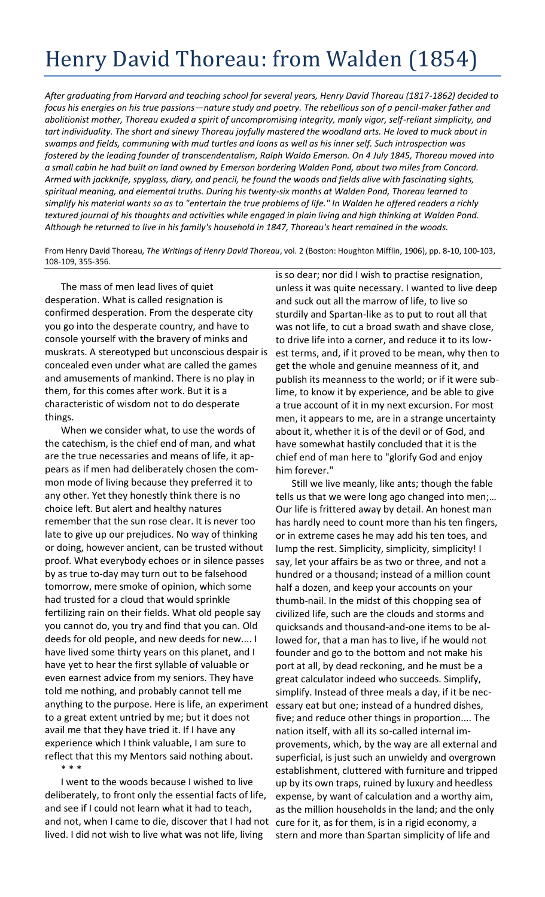# Henry David Thoreau: from Walden (1854)

*After graduating from Harvard and teaching school for several years, Henry David Thoreau (1817-1862) decided to focus his energies on his true passions—nature study and poetry. The rebellious son of a pencil-maker father and abolitionist mother, Thoreau exuded a spirit of uncompromising integrity, manly vigor, self-reliant simplicity, and tart individuality. The short and sinewy Thoreau joyfully mastered the woodland arts. He loved to muck about in swamps and fields, communing with mud turtles and loons as well as his inner self. Such introspection was fostered by the leading founder of transcendentalism, Ralph Waldo Emerson. On 4 July 1845, Thoreau moved into a small cabin he had built on land owned by Emerson bordering Walden Pond, about two miles from Concord. Armed with jackknife, spyglass, diary, and pencil, he found the woods and fields alive with fascinating sights, spiritual meaning, and elemental truths. During his twenty-six months at Walden Pond, Thoreau learned to simplify his material wants so as to "entertain the true problems of life." In Walden he offered readers a richly textured journal of his thoughts and activities while engaged in plain living and high thinking at Walden Pond. Although he returned to live in his family's household in 1847, Thoreau's heart remained in the woods.*

From Henry David Thoreau, *The Writings of Henry David Thoreau*, vol. 2 (Boston: Houghton Mifflin, 1906), pp. 8-10, 100-103, 108-109, 355-356.

---

The mass of men lead lives of quiet desperation. What is called resignation is confirmed desperation. From the desperate city you go into the desperate country, and have to console yourself with the bravery of minks and muskrats. A stereotyped but unconscious despair is concealed even under what are called the games and amusements of mankind. There is no play in them, for this comes after work. But it is a characteristic of wisdom not to do desperate things.

When we consider what, to use the words of the catechism, is the chief end of man, and what are the true necessaries and means of life, it appears as if men had deliberately chosen the common mode of living because they preferred it to any other. Yet they honestly think there is no choice left. But alert and healthy natures remember that the sun rose clear. It is never too late to give up our prejudices. No way of thinking or doing, however ancient, can be trusted without proof. What everybody echoes or in silence passes by as true to-day may turn out to be falsehood tomorrow, mere smoke of opinion, which some had trusted for a cloud that would sprinkle fertilizing rain on their fields. What old people say you cannot do, you try and find that you can. Old deeds for old people, and new deeds for new.... I have lived some thirty years on this planet, and I have yet to hear the first syllable of valuable or even earnest advice from my seniors. They have told me nothing, and probably cannot tell me anything to the purpose. Here is life, an experiment to a great extent untried by me; but it does not avail me that they have tried it. If I have any experience which I think valuable, I am sure to reflect that this my Mentors said nothing about.

\* \* \*

I went to the woods because I wished to live deliberately, to front only the essential facts of life, and see if I could not learn what it had to teach, and not, when I came to die, discover that I had not lived. I did not wish to live what was not life, living is so dear; nor did I wish to practise resignation, unless it was quite necessary. I wanted to live deep and suck out all the marrow of life, to live so sturdily and Spartan-like as to put to rout all that was not life, to cut a broad swath and shave close, to drive life into a corner, and reduce it to its lowest terms, and, if it proved to be mean, why then to get the whole and genuine meanness of it, and publish its meanness to the world; or if it were sublime, to know it by experience, and be able to give a true account of it in my next excursion. For most men, it appears to me, are in a strange uncertainty about it, whether it is of the devil or of God, and have somewhat hastily concluded that it is the chief end of man here to "glorify God and enjoy him forever."

Still we live meanly, like ants; though the fable tells us that we were long ago changed into men;… Our life is frittered away by detail. An honest man has hardly need to count more than his ten fingers, or in extreme cases he may add his ten toes, and lump the rest. Simplicity, simplicity, simplicity! I say, let your affairs be as two or three, and not a hundred or a thousand; instead of a million count half a dozen, and keep your accounts on your thumb-nail. In the midst of this chopping sea of civilized life, such are the clouds and storms and quicksands and thousand-and-one items to be allowed for, that a man has to live, if he would not founder and go to the bottom and not make his port at all, by dead reckoning, and he must be a great calculator indeed who succeeds. Simplify, simplify. Instead of three meals a day, if it be necessary eat but one; instead of a hundred dishes, five; and reduce other things in proportion.... The nation itself, with all its so-called internal improvements, which, by the way are all external and superficial, is just such an unwieldy and overgrown establishment, cluttered with furniture and tripped up by its own traps, ruined by luxury and heedless expense, by want of calculation and a worthy aim, as the million households in the land; and the only cure for it, as for them, is in a rigid economy, a stern and more than Spartan simplicity of life and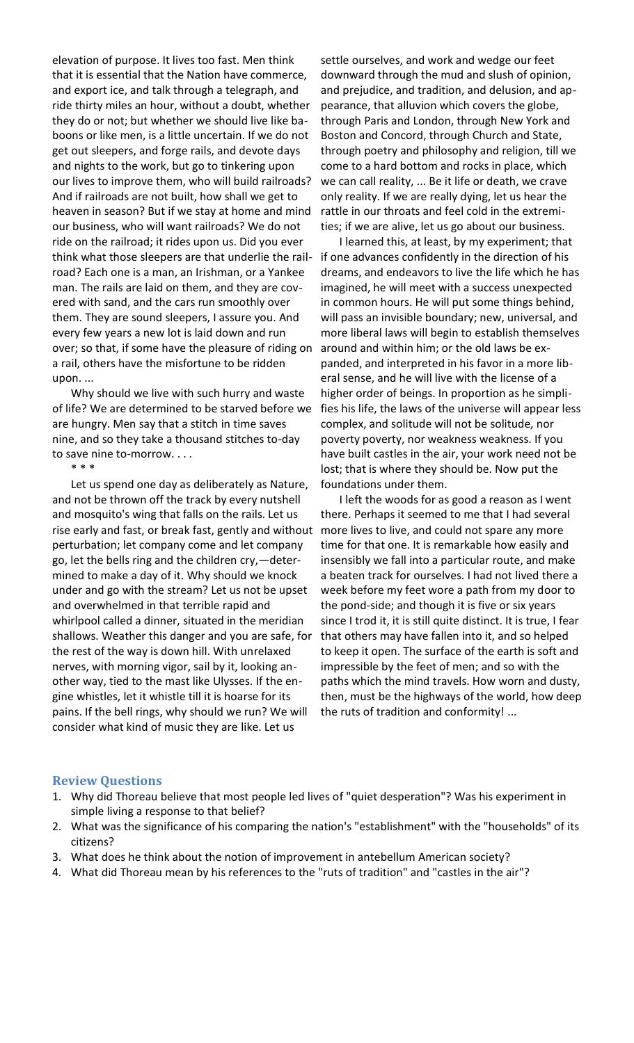elevation of purpose. It lives too fast. Men think that it is essential that the Nation have commerce, and export ice, and talk through a telegraph, and ride thirty miles an hour, without a doubt, whether they do or not; but whether we should live like baboons or like men, is a little uncertain. If we do not get out sleepers, and forge rails, and devote days and nights to the work, but go to tinkering upon our lives to improve them, who will build railroads? And if railroads are not built, how shall we get to heaven in season? But if we stay at home and mind our business, who will want railroads? We do not ride on the railroad; it rides upon us. Did you ever think what those sleepers are that underlie the railroad? Each one is a man, an Irishman, or a Yankee man. The rails are laid on them, and they are covered with sand, and the cars run smoothly over them. They are sound sleepers, I assure you. And every few years a new lot is laid down and run over; so that, if some have the pleasure of riding on a rail, others have the misfortune to be ridden upon. ...

Why should we live with such hurry and waste of life? We are determined to be starved before we are hungry. Men say that a stitch in time saves nine, and so they take a thousand stitches to-day to save nine to-morrow. . . .

\* \* \*

Let us spend one day as deliberately as Nature, and not be thrown off the track by every nutshell and mosquito's wing that falls on the rails. Let us rise early and fast, or break fast, gently and without perturbation; let company come and let company go, let the bells ring and the children cry,—determined to make a day of it. Why should we knock under and go with the stream? Let us not be upset and overwhelmed in that terrible rapid and whirlpool called a dinner, situated in the meridian shallows. Weather this danger and you are safe, for the rest of the way is down hill. With unrelaxed nerves, with morning vigor, sail by it, looking another way, tied to the mast like Ulysses. If the engine whistles, let it whistle till it is hoarse for its pains. If the bell rings, why should we run? We will consider what kind of music they are like. Let us settle ourselves, and work and wedge our feet downward through the mud and slush of opinion, and prejudice, and tradition, and delusion, and appearance, that alluvion which covers the globe, through Paris and London, through New York and Boston and Concord, through Church and State, through poetry and philosophy and religion, till we come to a hard bottom and rocks in place, which we can call reality, ... Be it life or death, we crave only reality. If we are really dying, let us hear the rattle in our throats and feel cold in the extremities; if we are alive, let us go about our business.

I learned this, at least, by my experiment; that if one advances confidently in the direction of his dreams, and endeavors to live the life which he has imagined, he will meet with a success unexpected in common hours. He will put some things behind, will pass an invisible boundary; new, universal, and more liberal laws will begin to establish themselves around and within him; or the old laws be expanded, and interpreted in his favor in a more liberal sense, and he will live with the license of a higher order of beings. In proportion as he simplifies his life, the laws of the universe will appear less complex, and solitude will not be solitude, nor poverty poverty, nor weakness weakness. If you have built castles in the air, your work need not be lost; that is where they should be. Now put the foundations under them.

I left the woods for as good a reason as I went there. Perhaps it seemed to me that I had several more lives to live, and could not spare any more time for that one. It is remarkable how easily and insensibly we fall into a particular route, and make a beaten track for ourselves. I had not lived there a week before my feet wore a path from my door to the pond-side; and though it is five or six years since I trod it, it is still quite distinct. It is true, I fear that others may have fallen into it, and so helped to keep it open. The surface of the earth is soft and impressible by the feet of men; and so with the paths which the mind travels. How worn and dusty, then, must be the highways of the world, how deep the ruts of tradition and conformity! ...

## Review Questions

1. Why did Thoreau believe that most people led lives of "quiet desperation"? Was his experiment in simple living a response to that belief?
2. What was the significance of his comparing the nation's "establishment" with the "households" of its citizens?
3. What does he think about the notion of improvement in antebellum American society?
4. What did Thoreau mean by his references to the "ruts of tradition" and "castles in the air"?